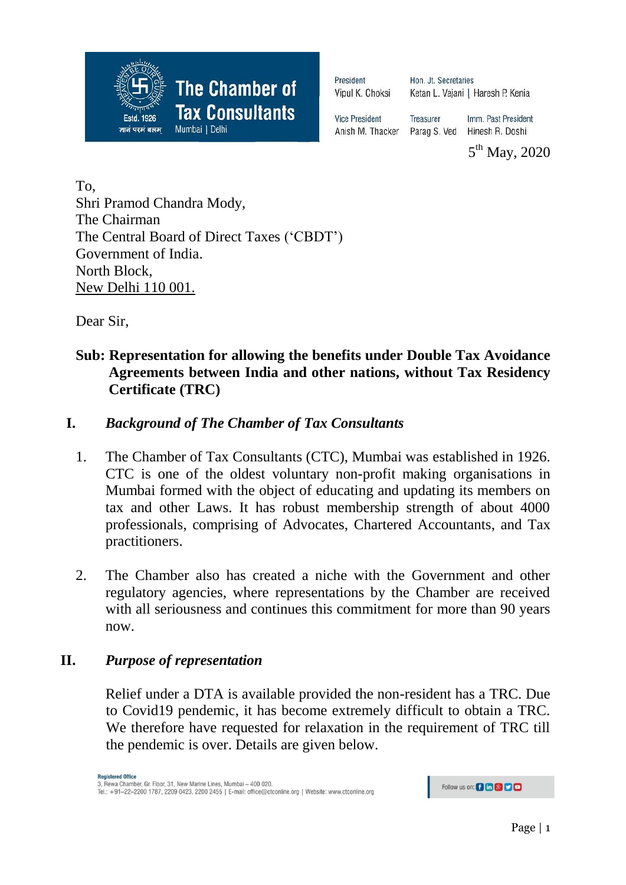**The Chamber of Tax Consultants**
Mumbai | Delhi
Estd. 1926
ज्ञानं परमं बलम्

President: Vipul K. Choksi
Hon. Jt. Secretaries: Ketan L. Vajani | Haresh P. Kenia
Vice President: Anish M. Thacker
Treasurer: Parag S. Ved
Imm. Past President: Hinesh R. Doshi

5th May, 2020

To,
Shri Pramod Chandra Mody,
The Chairman
The Central Board of Direct Taxes ('CBDT')
Government of India.
North Block,
New Delhi 110 001.

Dear Sir,

**Sub: Representation for allowing the benefits under Double Tax Avoidance Agreements between India and other nations, without Tax Residency Certificate (TRC)**

## I. *Background of The Chamber of Tax Consultants*

1. The Chamber of Tax Consultants (CTC), Mumbai was established in 1926. CTC is one of the oldest voluntary non-profit making organisations in Mumbai formed with the object of educating and updating its members on tax and other Laws. It has robust membership strength of about 4000 professionals, comprising of Advocates, Chartered Accountants, and Tax practitioners.

2. The Chamber also has created a niche with the Government and other regulatory agencies, where representations by the Chamber are received with all seriousness and continues this commitment for more than 90 years now.

## II. *Purpose of representation*

Relief under a DTA is available provided the non-resident has a TRC. Due to Covid19 pandemic, it has become extremely difficult to obtain a TRC. We therefore have requested for relaxation in the requirement of TRC till the pandemic is over. Details are given below.

**Registered Office**
3, Rewa Chamber, Gr. Floor, 31, New Marine Lines, Mumbai – 400 020.
Tel.: +91-22-2200 1787, 2209 0423, 2200 2455 | E-mail: office@ctconline.org | Website: www.ctconline.org

Follow us on: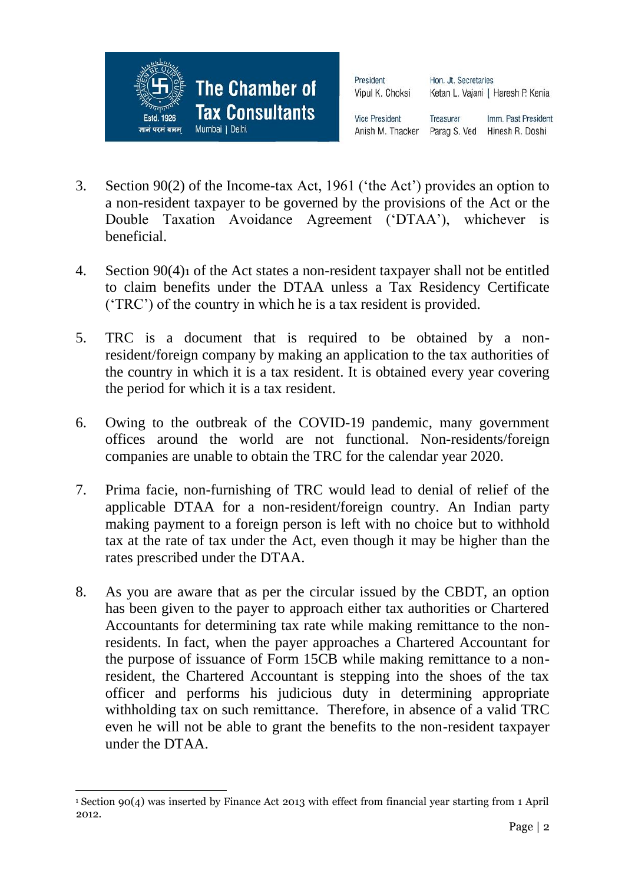3. Section 90(2) of the Income-tax Act, 1961 ('the Act') provides an option to a non-resident taxpayer to be governed by the provisions of the Act or the Double Taxation Avoidance Agreement ('DTAA'), whichever is beneficial.

4. Section 90(4)[1] of the Act states a non-resident taxpayer shall not be entitled to claim benefits under the DTAA unless a Tax Residency Certificate ('TRC') of the country in which he is a tax resident is provided.

5. TRC is a document that is required to be obtained by a non-resident/foreign company by making an application to the tax authorities of the country in which it is a tax resident. It is obtained every year covering the period for which it is a tax resident.

6. Owing to the outbreak of the COVID-19 pandemic, many government offices around the world are not functional. Non-residents/foreign companies are unable to obtain the TRC for the calendar year 2020.

7. Prima facie, non-furnishing of TRC would lead to denial of relief of the applicable DTAA for a non-resident/foreign country. An Indian party making payment to a foreign person is left with no choice but to withhold tax at the rate of tax under the Act, even though it may be higher than the rates prescribed under the DTAA.

8. As you are aware that as per the circular issued by the CBDT, an option has been given to the payer to approach either tax authorities or Chartered Accountants for determining tax rate while making remittance to the non-residents. In fact, when the payer approaches a Chartered Accountant for the purpose of issuance of Form 15CB while making remittance to a non-resident, the Chartered Accountant is stepping into the shoes of the tax officer and performs his judicious duty in determining appropriate withholding tax on such remittance. Therefore, in absence of a valid TRC even he will not be able to grant the benefits to the non-resident taxpayer under the DTAA.

[1] Section 90(4) was inserted by Finance Act 2013 with effect from financial year starting from 1 April 2012.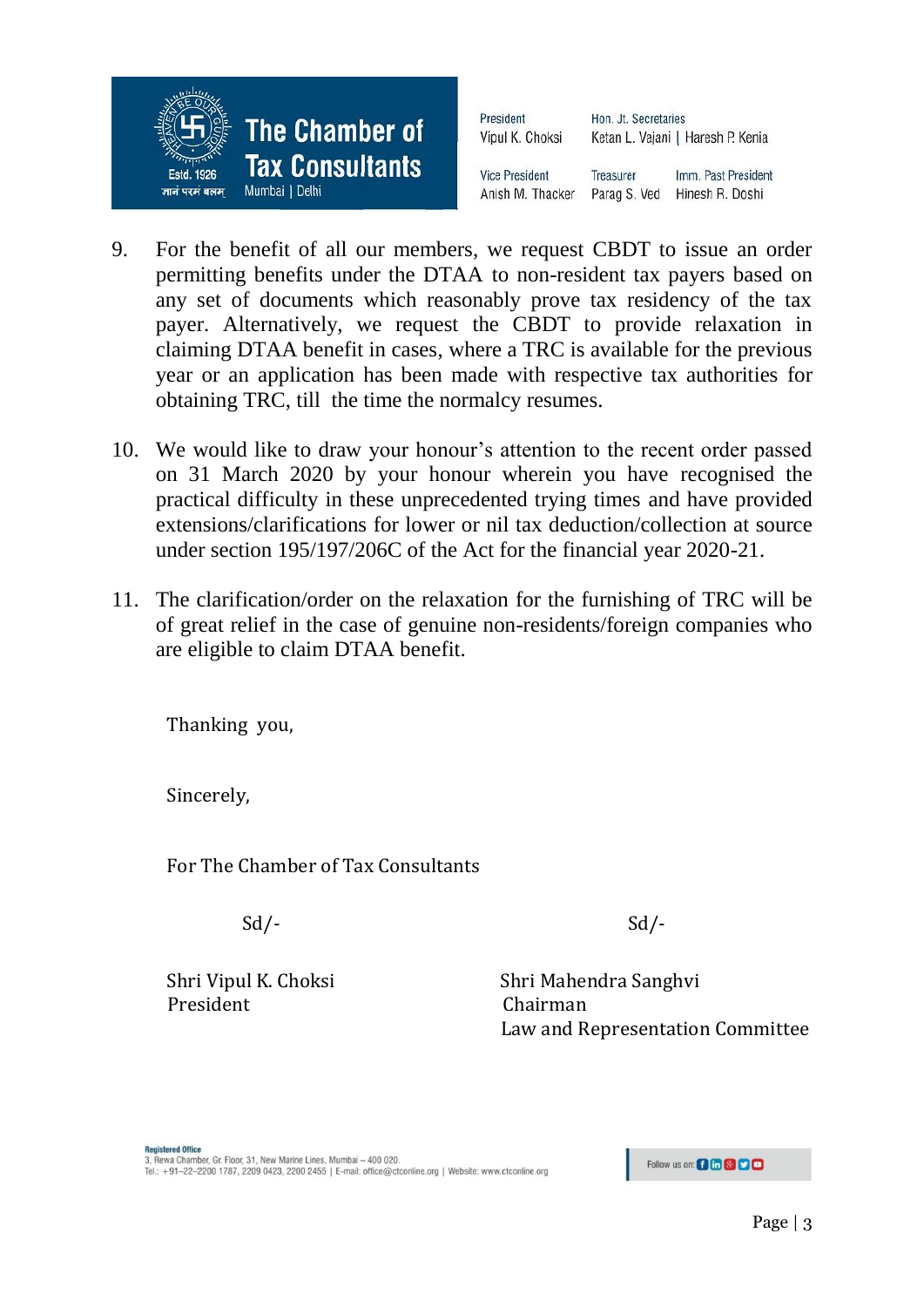9. For the benefit of all our members, we request CBDT to issue an order permitting benefits under the DTAA to non-resident tax payers based on any set of documents which reasonably prove tax residency of the tax payer. Alternatively, we request the CBDT to provide relaxation in claiming DTAA benefit in cases, where a TRC is available for the previous year or an application has been made with respective tax authorities for obtaining TRC, till the time the normalcy resumes.

10. We would like to draw your honour's attention to the recent order passed on 31 March 2020 by your honour wherein you have recognised the practical difficulty in these unprecedented trying times and have provided extensions/clarifications for lower or nil tax deduction/collection at source under section 195/197/206C of the Act for the financial year 2020-21.

11. The clarification/order on the relaxation for the furnishing of TRC will be of great relief in the case of genuine non-residents/foreign companies who are eligible to claim DTAA benefit.

Thanking you,

Sincerely,

For The Chamber of Tax Consultants

| | |
|---|---|
| Sd/- | Sd/- |
| Shri Vipul K. Choksi<br>President | Shri Mahendra Sanghvi<br>Chairman<br>Law and Representation Committee |